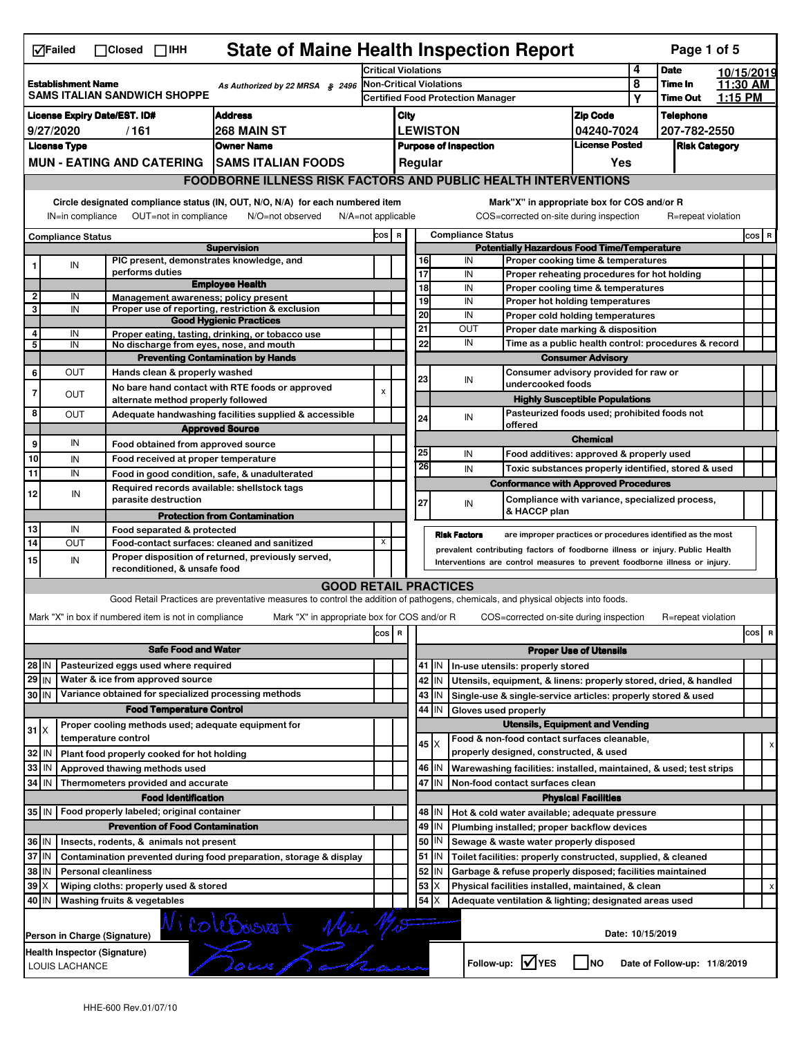☑Failed ☐Closed ☐IHH

# State of Maine Health Inspection Report

| | | | | | |
|---|---|---|---|---|---|
| **Establishment Name** SAMS ITALIAN SANDWICH SHOPPE | As Authorized by 22 MRSA § 2496 | Critical Violations | 4 | **Date** | 10/15/2019 |
| | | Non-Critical Violations | 8 | **Time In** | 11:30 AM |
| | | Certified Food Protection Manager | Y | **Time Out** | 1:15 PM |

| License Expiry Date/EST. ID# | Address | City | Zip Code | Telephone |
|---|---|---|---|---|
| 9/27/2020 / 161 | 268 MAIN ST | LEWISTON | 04240-7024 | 207-782-2550 |
| **License Type** | **Owner Name** | **Purpose of Inspection** | **License Posted** | **Risk Category** |
| MUN - EATING AND CATERING | SAMS ITALIAN FOODS | Regular | Yes | |

## FOODBORNE ILLNESS RISK FACTORS AND PUBLIC HEALTH INTERVENTIONS

Circle designated compliance status (IN, OUT, N/O, N/A) for each numbered item — IN=in compliance OUT=not in compliance N/O=not observed N/A=not applicable

Mark"X" in appropriate box for COS and/or R — COS=corrected on-site during inspection R=repeat violation

| # | Compliance Status | Item | COS | R |
|---|---|---|---|---|
| | | **Supervision** | | |
| 1 | IN | PIC present, demonstrates knowledge, and performs duties | | |
| | | **Employee Health** | | |
| 2 | IN | Management awareness; policy present | | |
| 3 | IN | Proper use of reporting, restriction & exclusion | | |
| | | **Good Hygienic Practices** | | |
| 4 | IN | Proper eating, tasting, drinking, or tobacco use | | |
| 5 | IN | No discharge from eyes, nose, and mouth | | |
| | | **Preventing Contamination by Hands** | | |
| 6 | OUT | Hands clean & properly washed | | |
| 7 | OUT | No bare hand contact with RTE foods or approved alternate method properly followed | x | |
| 8 | OUT | Adequate handwashing facilities supplied & accessible | | |
| | | **Approved Source** | | |
| 9 | IN | Food obtained from approved source | | |
| 10 | IN | Food received at proper temperature | | |
| 11 | IN | Food in good condition, safe, & unadulterated | | |
| 12 | IN | Required records available: shellstock tags parasite destruction | | |
| | | **Protection from Contamination** | | |
| 13 | IN | Food separated & protected | | |
| 14 | OUT | Food-contact surfaces: cleaned and sanitized | x | |
| 15 | IN | Proper disposition of returned, previously served, reconditioned, & unsafe food | | |
| | | **Potentially Hazardous Food Time/Temperature** | | |
| 16 | IN | Proper cooking time & temperatures | | |
| 17 | IN | Proper reheating procedures for hot holding | | |
| 18 | IN | Proper cooling time & temperatures | | |
| 19 | IN | Proper hot holding temperatures | | |
| 20 | IN | Proper cold holding temperatures | | |
| 21 | OUT | Proper date marking & disposition | | |
| 22 | IN | Time as a public health control: procedures & record | | |
| | | **Consumer Advisory** | | |
| 23 | IN | Consumer advisory provided for raw or undercooked foods | | |
| | | **Highly Susceptible Populations** | | |
| 24 | IN | Pasteurized foods used; prohibited foods not offered | | |
| | | **Chemical** | | |
| 25 | IN | Food additives: approved & properly used | | |
| 26 | IN | Toxic substances properly identified, stored & used | | |
| | | **Conformance with Approved Procedures** | | |
| 27 | IN | Compliance with variance, specialized process, & HACCP plan | | |

**Risk Factors** are improper practices or procedures identified as the most prevalent contributing factors of foodborne illness or injury. Public Health Interventions are control measures to prevent foodborne illness or injury.

## GOOD RETAIL PRACTICES

Good Retail Practices are preventative measures to control the addition of pathogens, chemicals, and physical objects into foods.

Mark "X" in box if numbered item is not in compliance — Mark "X" in appropriate box for COS and/or R — COS=corrected on-site during inspection R=repeat violation

| # | Status | Item | COS | R |
|---|---|---|---|---|
| | | **Safe Food and Water** | | |
| 28 | IN | Pasteurized eggs used where required | | |
| 29 | IN | Water & ice from approved source | | |
| 30 | IN | Variance obtained for specialized processing methods | | |
| | | **Food Temperature Control** | | |
| 31 | X | Proper cooling methods used; adequate equipment for temperature control | | |
| 32 | IN | Plant food properly cooked for hot holding | | |
| 33 | IN | Approved thawing methods used | | |
| 34 | IN | Thermometers provided and accurate | | |
| | | **Food Identification** | | |
| 35 | IN | Food properly labeled; original container | | |
| | | **Prevention of Food Contamination** | | |
| 36 | IN | Insects, rodents, & animals not present | | |
| 37 | IN | Contamination prevented during food preparation, storage & display | | |
| 38 | IN | Personal cleanliness | | |
| 39 | X | Wiping cloths: properly used & stored | | |
| 40 | IN | Washing fruits & vegetables | | |
| | | **Proper Use of Utensils** | | |
| 41 | IN | In-use utensils: properly stored | | |
| 42 | IN | Utensils, equipment, & linens: properly stored, dried, & handled | | |
| 43 | IN | Single-use & single-service articles: properly stored & used | | |
| 44 | IN | Gloves used properly | | |
| | | **Utensils, Equipment and Vending** | | |
| 45 | X | Food & non-food contact surfaces cleanable, properly designed, constructed, & used | | x |
| 46 | IN | Warewashing facilities: installed, maintained, & used; test strips | | |
| 47 | IN | Non-food contact surfaces clean | | |
| | | **Physical Facilities** | | |
| 48 | IN | Hot & cold water available; adequate pressure | | |
| 49 | IN | Plumbing installed; proper backflow devices | | |
| 50 | IN | Sewage & waste water properly disposed | | |
| 51 | IN | Toilet facilities: properly constructed, supplied, & cleaned | | |
| 52 | IN | Garbage & refuse properly disposed; facilities maintained | | |
| 53 | X | Physical facilities installed, maintained, & clean | | x |
| 54 | X | Adequate ventilation & lighting; designated areas used | | |

Person in Charge (Signature): Nicole Boisvert — Date: 10/15/2019

Health Inspector (Signature): LOUIS LACHANCE

Follow-up: ☑ YES ☐ NO — Date of Follow-up: 11/8/2019

HHE-600 Rev.01/07/10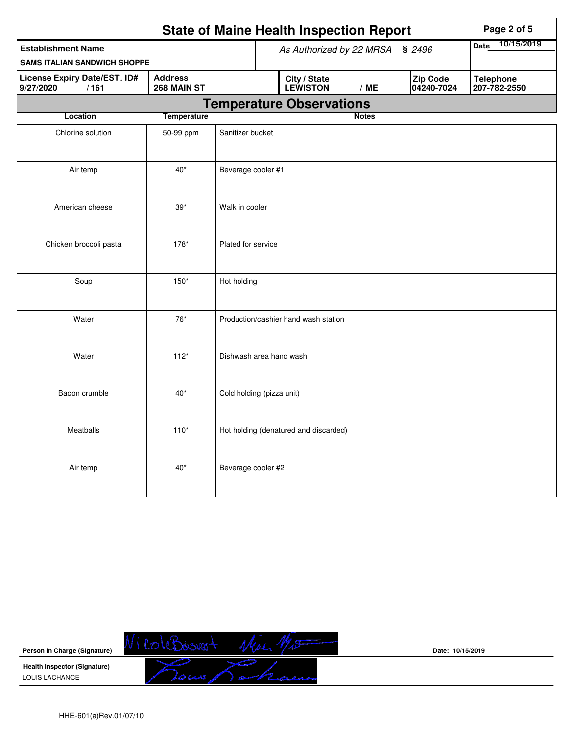# State of Maine Health Inspection Report

| Establishment Name | As Authorized by 22 MRSA § 2496 | | | Date 10/15/2019 |
|---|---|---|---|---|
| SAMS ITALIAN SANDWICH SHOPPE | | | | |
| **License Expiry Date/EST. ID#** 9/27/2020 / 161 | **Address** 268 MAIN ST | **City / State** LEWISTON / ME | **Zip Code** 04240-7024 | **Telephone** 207-782-2550 |

## Temperature Observations

| Location | Temperature | Notes |
|---|---|---|
| Chlorine solution | 50-99 ppm | Sanitizer bucket |
| Air temp | 40* | Beverage cooler #1 |
| American cheese | 39* | Walk in cooler |
| Chicken broccoli pasta | 178* | Plated for service |
| Soup | 150* | Hot holding |
| Water | 76* | Production/cashier hand wash station |
| Water | 112* | Dishwash area hand wash |
| Bacon crumble | 40* | Cold holding (pizza unit) |
| Meatballs | 110* | Hot holding (denatured and discarded) |
| Air temp | 40* | Beverage cooler #2 |

**Person in Charge (Signature)** Nicole Boisvert

Date: 10/15/2019

**Health Inspector (Signature)**
LOUIS LACHANCE

HHE-601(a)Rev.01/07/10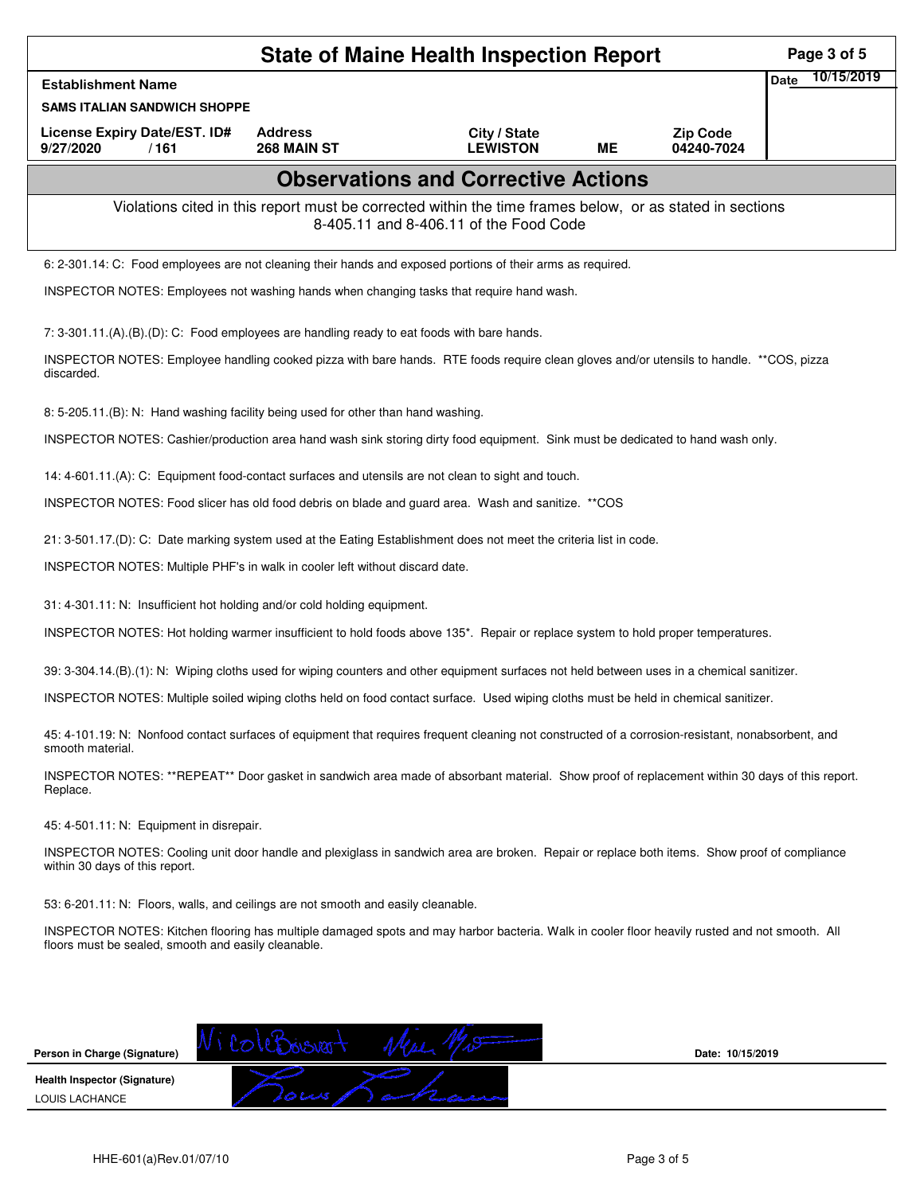# State of Maine Health Inspection Report

| | | | | | |
|---|---|---|---|---|---|
| **Establishment Name** | | | | | **Date** 10/15/2019 |
| **SAMS ITALIAN SANDWICH SHOPPE** | | | | | |
| **License Expiry Date/EST. ID#** | **Address** | **City / State** | | **Zip Code** | |
| **9/27/2020 / 161** | **268 MAIN ST** | **LEWISTON** | **ME** | **04240-7024** | |

## Observations and Corrective Actions

Violations cited in this report must be corrected within the time frames below, or as stated in sections 8-405.11 and 8-406.11 of the Food Code

6: 2-301.14: C: Food employees are not cleaning their hands and exposed portions of their arms as required.

INSPECTOR NOTES: Employees not washing hands when changing tasks that require hand wash.

7: 3-301.11.(A).(B).(D): C: Food employees are handling ready to eat foods with bare hands.

INSPECTOR NOTES: Employee handling cooked pizza with bare hands. RTE foods require clean gloves and/or utensils to handle. **COS, pizza discarded.

8: 5-205.11.(B): N: Hand washing facility being used for other than hand washing.

INSPECTOR NOTES: Cashier/production area hand wash sink storing dirty food equipment. Sink must be dedicated to hand wash only.

14: 4-601.11.(A): C: Equipment food-contact surfaces and utensils are not clean to sight and touch.

INSPECTOR NOTES: Food slicer has old food debris on blade and guard area. Wash and sanitize. **COS

21: 3-501.17.(D): C: Date marking system used at the Eating Establishment does not meet the criteria list in code.

INSPECTOR NOTES: Multiple PHF's in walk in cooler left without discard date.

31: 4-301.11: N: Insufficient hot holding and/or cold holding equipment.

INSPECTOR NOTES: Hot holding warmer insufficient to hold foods above 135*. Repair or replace system to hold proper temperatures.

39: 3-304.14.(B).(1): N: Wiping cloths used for wiping counters and other equipment surfaces not held between uses in a chemical sanitizer.

INSPECTOR NOTES: Multiple soiled wiping cloths held on food contact surface. Used wiping cloths must be held in chemical sanitizer.

45: 4-101.19: N: Nonfood contact surfaces of equipment that requires frequent cleaning not constructed of a corrosion-resistant, nonabsorbent, and smooth material.

INSPECTOR NOTES: **REPEAT** Door gasket in sandwich area made of absorbant material. Show proof of replacement within 30 days of this report. Replace.

45: 4-501.11: N: Equipment in disrepair.

INSPECTOR NOTES: Cooling unit door handle and plexiglass in sandwich area are broken. Repair or replace both items. Show proof of compliance within 30 days of this report.

53: 6-201.11: N: Floors, walls, and ceilings are not smooth and easily cleanable.

INSPECTOR NOTES: Kitchen flooring has multiple damaged spots and may harbor bacteria. Walk in cooler floor heavily rusted and not smooth. All floors must be sealed, smooth and easily cleanable.

**Person in Charge (Signature)** Nicole Bousquet

**Date:** 10/15/2019

**Health Inspector (Signature)**
LOUIS LACHANCE

HHE-601(a)Rev.01/07/10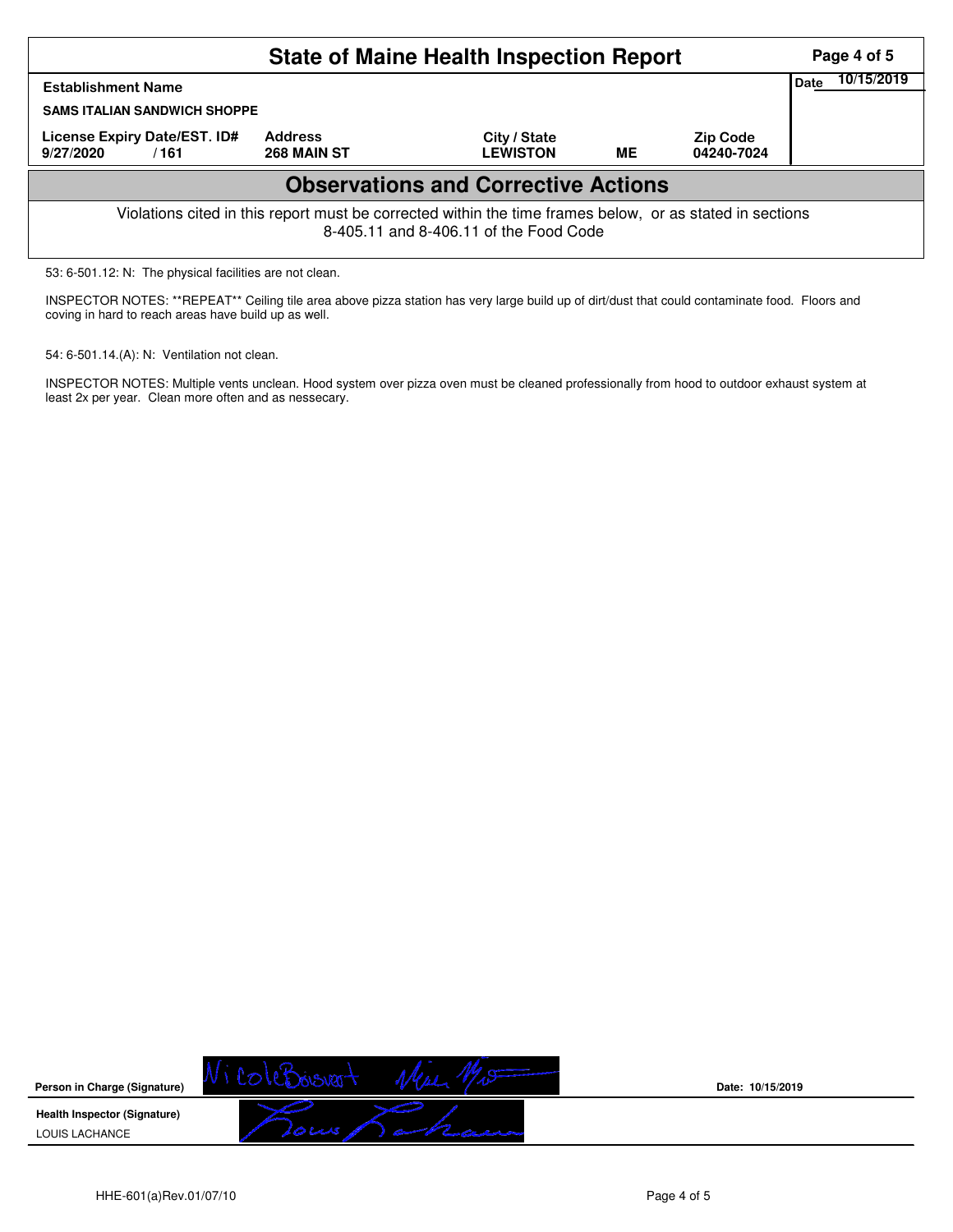# State of Maine Health Inspection Report

| | | | | | |
|---|---|---|---|---|---|
| **Establishment Name** | | | | | **Date** 10/15/2019 |
| **SAMS ITALIAN SANDWICH SHOPPE** | | | | | |
| **License Expiry Date/EST. ID#** 9/27/2020 / 161 | **Address** 268 MAIN ST | **City / State** LEWISTON | ME | **Zip Code** 04240-7024 | |

## Observations and Corrective Actions

Violations cited in this report must be corrected within the time frames below, or as stated in sections 8-405.11 and 8-406.11 of the Food Code

53: 6-501.12: N: The physical facilities are not clean.

INSPECTOR NOTES: **REPEAT** Ceiling tile area above pizza station has very large build up of dirt/dust that could contaminate food. Floors and coving in hard to reach areas have build up as well.

54: 6-501.14.(A): N: Ventilation not clean.

INSPECTOR NOTES: Multiple vents unclean. Hood system over pizza oven must be cleaned professionally from hood to outdoor exhaust system at least 2x per year. Clean more often and as nessecary.

**Person in Charge (Signature)** Nicole Boisvert

**Date:** 10/15/2019

**Health Inspector (Signature)**

LOUIS LACHANCE

HHE-601(a)Rev.01/07/10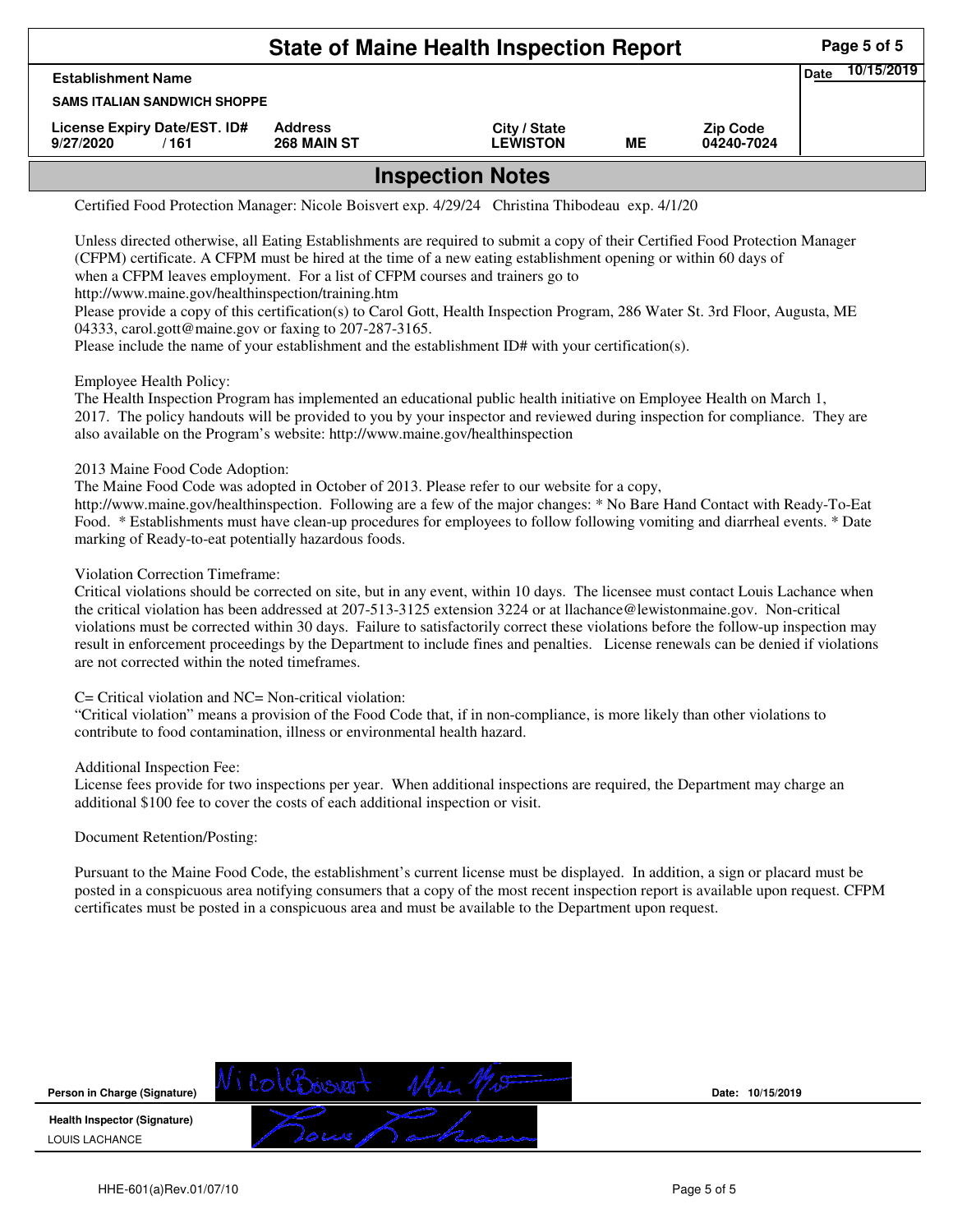# State of Maine Health Inspection Report

| Establishment Name | | | | | Date 10/15/2019 |
|---|---|---|---|---|---|
| SAMS ITALIAN SANDWICH SHOPPE | | | | | |
| License Expiry Date/EST. ID# | Address | City / State | | Zip Code | |
| 9/27/2020 / 161 | 268 MAIN ST | LEWISTON | ME | 04240-7024 | |

## Inspection Notes

Certified Food Protection Manager: Nicole Boisvert exp. 4/29/24 Christina Thibodeau exp. 4/1/20

Unless directed otherwise, all Eating Establishments are required to submit a copy of their Certified Food Protection Manager (CFPM) certificate. A CFPM must be hired at the time of a new eating establishment opening or within 60 days of when a CFPM leaves employment. For a list of CFPM courses and trainers go to http://www.maine.gov/healthinspection/training.htm
Please provide a copy of this certification(s) to Carol Gott, Health Inspection Program, 286 Water St. 3rd Floor, Augusta, ME 04333, carol.gott@maine.gov or faxing to 207-287-3165.
Please include the name of your establishment and the establishment ID# with your certification(s).

Employee Health Policy:
The Health Inspection Program has implemented an educational public health initiative on Employee Health on March 1, 2017. The policy handouts will be provided to you by your inspector and reviewed during inspection for compliance. They are also available on the Program's website: http://www.maine.gov/healthinspection

2013 Maine Food Code Adoption:
The Maine Food Code was adopted in October of 2013. Please refer to our website for a copy, http://www.maine.gov/healthinspection. Following are a few of the major changes: * No Bare Hand Contact with Ready-To-Eat Food. * Establishments must have clean-up procedures for employees to follow following vomiting and diarrheal events. * Date marking of Ready-to-eat potentially hazardous foods.

Violation Correction Timeframe:
Critical violations should be corrected on site, but in any event, within 10 days. The licensee must contact Louis Lachance when the critical violation has been addressed at 207-513-3125 extension 3224 or at llachance@lewistonmaine.gov. Non-critical violations must be corrected within 30 days. Failure to satisfactorily correct these violations before the follow-up inspection may result in enforcement proceedings by the Department to include fines and penalties. License renewals can be denied if violations are not corrected within the noted timeframes.

C= Critical violation and NC= Non-critical violation:
"Critical violation" means a provision of the Food Code that, if in non-compliance, is more likely than other violations to contribute to food contamination, illness or environmental health hazard.

Additional Inspection Fee:
License fees provide for two inspections per year. When additional inspections are required, the Department may charge an additional $100 fee to cover the costs of each additional inspection or visit.

Document Retention/Posting:

Pursuant to the Maine Food Code, the establishment's current license must be displayed. In addition, a sign or placard must be posted in a conspicuous area notifying consumers that a copy of the most recent inspection report is available upon request. CFPM certificates must be posted in a conspicuous area and must be available to the Department upon request.

Person in Charge (Signature): Nicole Boisvert — Date: 10/15/2019

Health Inspector (Signature): LOUIS LACHANCE

HHE-601(a)Rev.01/07/10